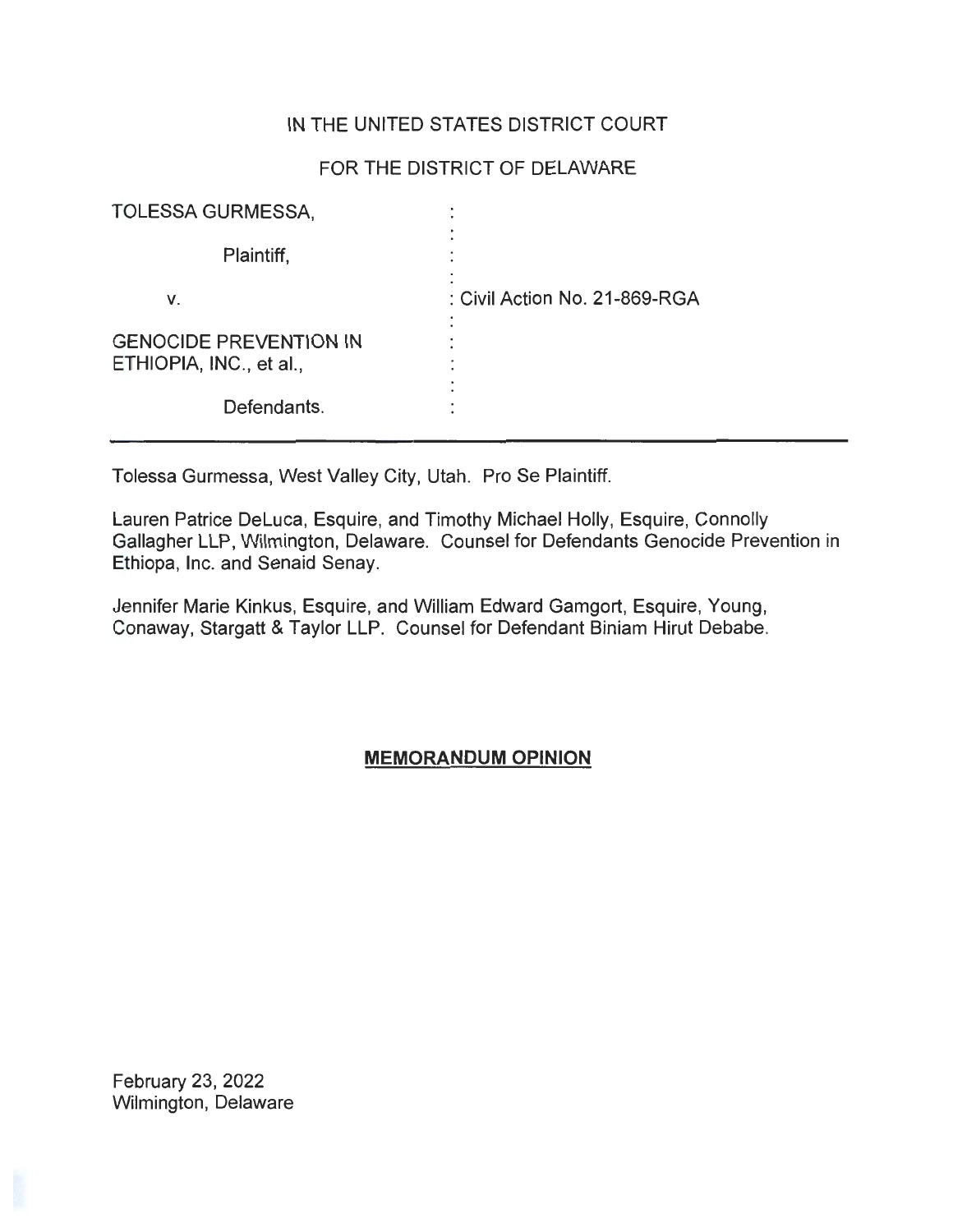IN THE UNITED STATES DISTRICT COURT

FOR THE DISTRICT OF DELAWARE

| | |
|---|---|
| TOLESSA GURMESSA, | : |
| Plaintiff, | : |
| v. | : Civil Action No. 21-869-RGA |
| GENOCIDE PREVENTION IN ETHIOPIA, INC., et al., | : |
| Defendants. | : |

Tolessa Gurmessa, West Valley City, Utah. Pro Se Plaintiff.

Lauren Patrice DeLuca, Esquire, and Timothy Michael Holly, Esquire, Connolly Gallagher LLP, Wilmington, Delaware. Counsel for Defendants Genocide Prevention in Ethiopa, Inc. and Senaid Senay.

Jennifer Marie Kinkus, Esquire, and William Edward Gamgort, Esquire, Young, Conaway, Stargatt & Taylor LLP. Counsel for Defendant Biniam Hirut Debabe.

**MEMORANDUM OPINION**

February 23, 2022
Wilmington, Delaware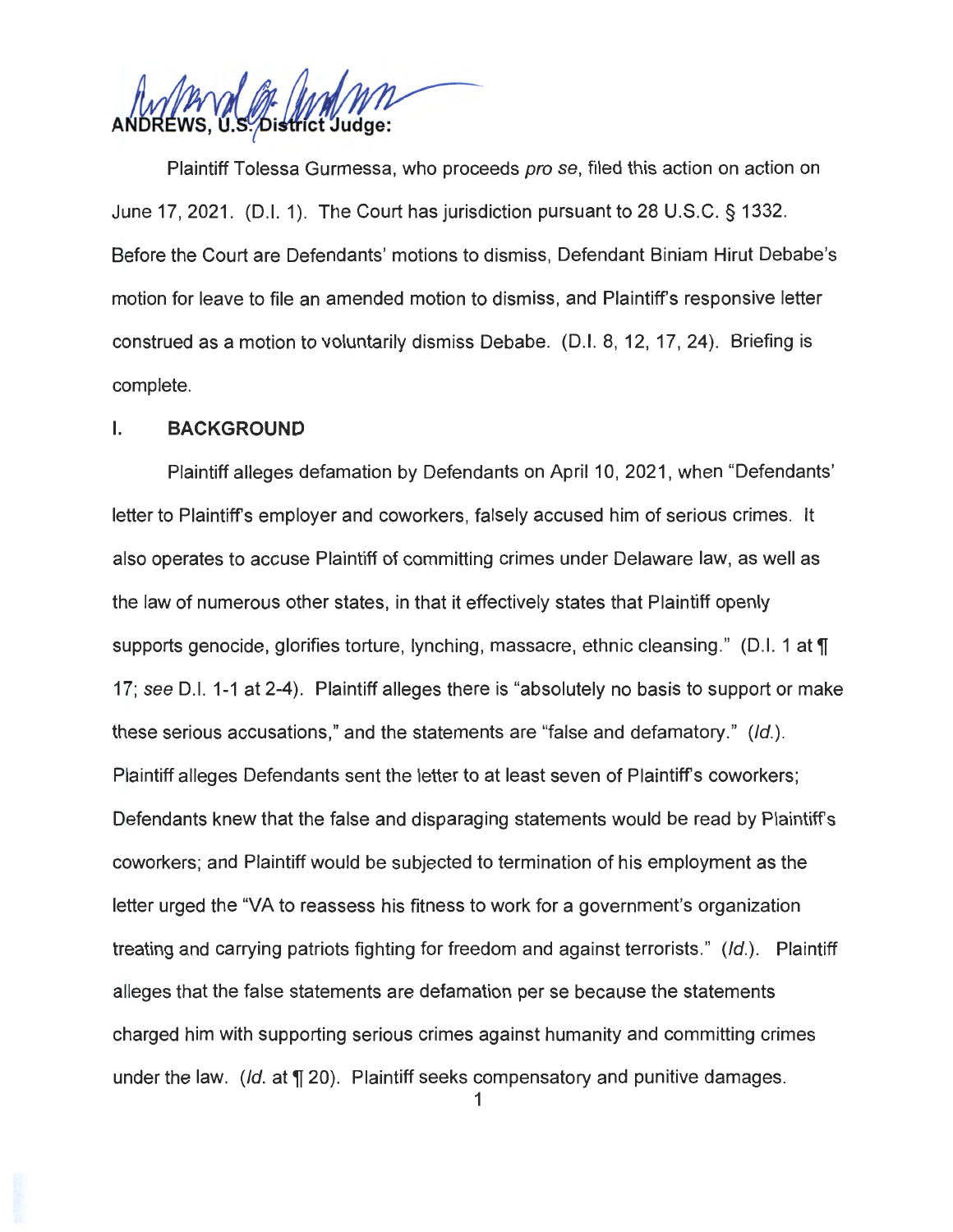ANDREWS, U.S. District Judge:

Plaintiff Tolessa Gurmessa, who proceeds *pro se*, filed this action on action on June 17, 2021. (D.I. 1). The Court has jurisdiction pursuant to 28 U.S.C. § 1332. Before the Court are Defendants' motions to dismiss, Defendant Biniam Hirut Debabe's motion for leave to file an amended motion to dismiss, and Plaintiff's responsive letter construed as a motion to voluntarily dismiss Debabe. (D.I. 8, 12, 17, 24). Briefing is complete.

## I. BACKGROUND

Plaintiff alleges defamation by Defendants on April 10, 2021, when "Defendants' letter to Plaintiff's employer and coworkers, falsely accused him of serious crimes. It also operates to accuse Plaintiff of committing crimes under Delaware law, as well as the law of numerous other states, in that it effectively states that Plaintiff openly supports genocide, glorifies torture, lynching, massacre, ethnic cleansing." (D.I. 1 at ¶ 17; *see* D.I. 1-1 at 2-4). Plaintiff alleges there is "absolutely no basis to support or make these serious accusations," and the statements are "false and defamatory." (*Id.*). Plaintiff alleges Defendants sent the letter to at least seven of Plaintiff's coworkers; Defendants knew that the false and disparaging statements would be read by Plaintiff's coworkers; and Plaintiff would be subjected to termination of his employment as the letter urged the "VA to reassess his fitness to work for a government's organization treating and carrying patriots fighting for freedom and against terrorists." (*Id.*). Plaintiff alleges that the false statements are defamation per se because the statements charged him with supporting serious crimes against humanity and committing crimes under the law. (*Id.* at ¶ 20). Plaintiff seeks compensatory and punitive damages.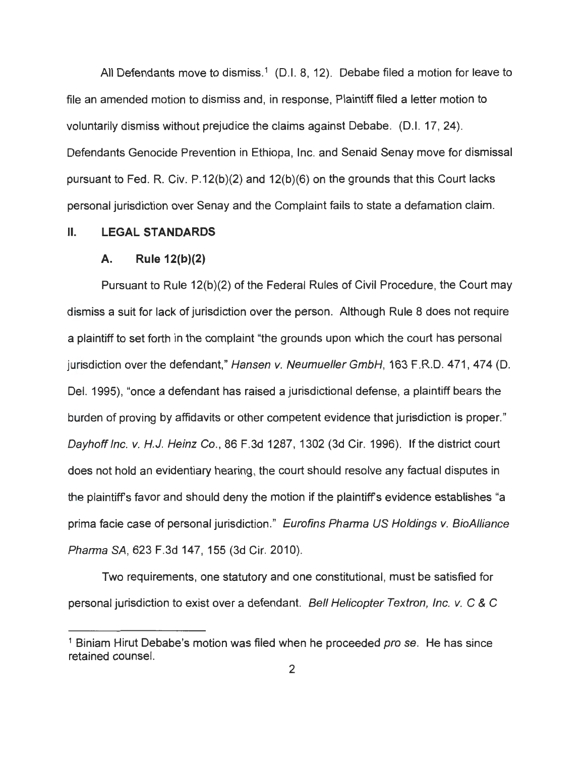All Defendants move to dismiss.[1] (D.I. 8, 12). Debabe filed a motion for leave to file an amended motion to dismiss and, in response, Plaintiff filed a letter motion to voluntarily dismiss without prejudice the claims against Debabe. (D.I. 17, 24). Defendants Genocide Prevention in Ethiopa, Inc. and Senaid Senay move for dismissal pursuant to Fed. R. Civ. P.12(b)(2) and 12(b)(6) on the grounds that this Court lacks personal jurisdiction over Senay and the Complaint fails to state a defamation claim.

## II. LEGAL STANDARDS

### A. Rule 12(b)(2)

Pursuant to Rule 12(b)(2) of the Federal Rules of Civil Procedure, the Court may dismiss a suit for lack of jurisdiction over the person. Although Rule 8 does not require a plaintiff to set forth in the complaint "the grounds upon which the court has personal jurisdiction over the defendant," *Hansen v. Neumueller GmbH*, 163 F.R.D. 471, 474 (D. Del. 1995), "once a defendant has raised a jurisdictional defense, a plaintiff bears the burden of proving by affidavits or other competent evidence that jurisdiction is proper." *Dayhoff Inc. v. H.J. Heinz Co.*, 86 F.3d 1287, 1302 (3d Cir. 1996). If the district court does not hold an evidentiary hearing, the court should resolve any factual disputes in the plaintiff's favor and should deny the motion if the plaintiff's evidence establishes "a prima facie case of personal jurisdiction." *Eurofins Pharma US Holdings v. BioAlliance Pharma SA*, 623 F.3d 147, 155 (3d Cir. 2010).

Two requirements, one statutory and one constitutional, must be satisfied for personal jurisdiction to exist over a defendant. *Bell Helicopter Textron, Inc. v. C & C*

[1] Biniam Hirut Debabe's motion was filed when he proceeded *pro se*. He has since retained counsel.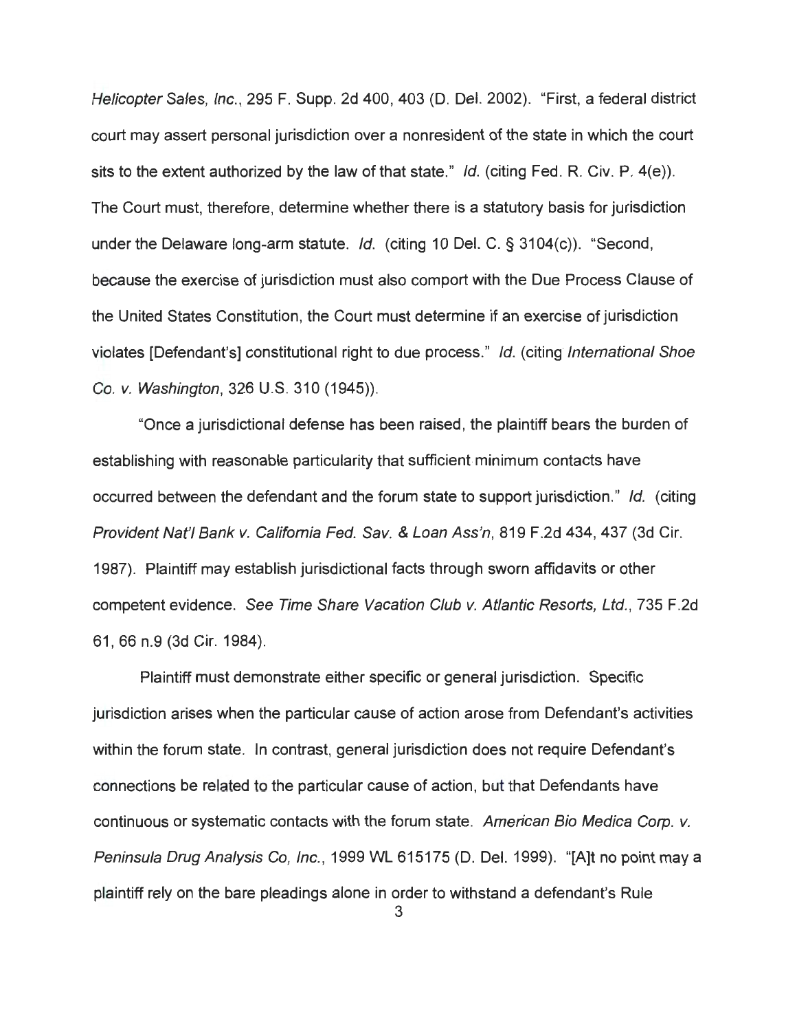*Helicopter Sales, Inc.*, 295 F. Supp. 2d 400, 403 (D. Del. 2002). "First, a federal district court may assert personal jurisdiction over a nonresident of the state in which the court sits to the extent authorized by the law of that state." *Id.* (citing Fed. R. Civ. P. 4(e)). The Court must, therefore, determine whether there is a statutory basis for jurisdiction under the Delaware long-arm statute. *Id.* (citing 10 Del. C. § 3104(c)). "Second, because the exercise of jurisdiction must also comport with the Due Process Clause of the United States Constitution, the Court must determine if an exercise of jurisdiction violates [Defendant's] constitutional right to due process." *Id.* (citing *International Shoe Co. v. Washington*, 326 U.S. 310 (1945)).

"Once a jurisdictional defense has been raised, the plaintiff bears the burden of establishing with reasonable particularity that sufficient minimum contacts have occurred between the defendant and the forum state to support jurisdiction." *Id.* (citing *Provident Nat'l Bank v. California Fed. Sav. & Loan Ass'n*, 819 F.2d 434, 437 (3d Cir. 1987). Plaintiff may establish jurisdictional facts through sworn affidavits or other competent evidence. *See Time Share Vacation Club v. Atlantic Resorts, Ltd.*, 735 F.2d 61, 66 n.9 (3d Cir. 1984).

Plaintiff must demonstrate either specific or general jurisdiction. Specific jurisdiction arises when the particular cause of action arose from Defendant's activities within the forum state. In contrast, general jurisdiction does not require Defendant's connections be related to the particular cause of action, but that Defendants have continuous or systematic contacts with the forum state. *American Bio Medica Corp. v. Peninsula Drug Analysis Co, Inc.*, 1999 WL 615175 (D. Del. 1999). "[A]t no point may a plaintiff rely on the bare pleadings alone in order to withstand a defendant's Rule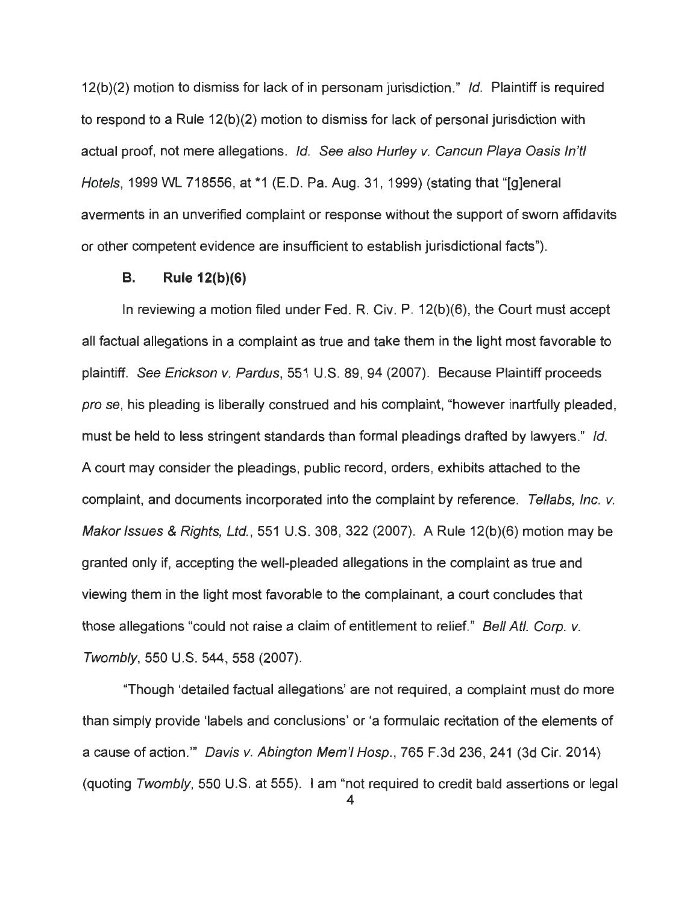12(b)(2) motion to dismiss for lack of in personam jurisdiction." *Id.* Plaintiff is required to respond to a Rule 12(b)(2) motion to dismiss for lack of personal jurisdiction with actual proof, not mere allegations. *Id. See also Hurley v. Cancun Playa Oasis In'tl Hotels*, 1999 WL 718556, at *1 (E.D. Pa. Aug. 31, 1999) (stating that "[g]eneral averments in an unverified complaint or response without the support of sworn affidavits or other competent evidence are insufficient to establish jurisdictional facts").

### B. Rule 12(b)(6)

In reviewing a motion filed under Fed. R. Civ. P. 12(b)(6), the Court must accept all factual allegations in a complaint as true and take them in the light most favorable to plaintiff. *See Erickson v. Pardus*, 551 U.S. 89, 94 (2007). Because Plaintiff proceeds *pro se*, his pleading is liberally construed and his complaint, "however inartfully pleaded, must be held to less stringent standards than formal pleadings drafted by lawyers." *Id.* A court may consider the pleadings, public record, orders, exhibits attached to the complaint, and documents incorporated into the complaint by reference. *Tellabs, Inc. v. Makor Issues & Rights, Ltd.*, 551 U.S. 308, 322 (2007). A Rule 12(b)(6) motion may be granted only if, accepting the well-pleaded allegations in the complaint as true and viewing them in the light most favorable to the complainant, a court concludes that those allegations "could not raise a claim of entitlement to relief." *Bell Atl. Corp. v. Twombly*, 550 U.S. 544, 558 (2007).

"Though 'detailed factual allegations' are not required, a complaint must do more than simply provide 'labels and conclusions' or 'a formulaic recitation of the elements of a cause of action.'" *Davis v. Abington Mem'l Hosp.*, 765 F.3d 236, 241 (3d Cir. 2014) (quoting *Twombly*, 550 U.S. at 555). I am "not required to credit bald assertions or legal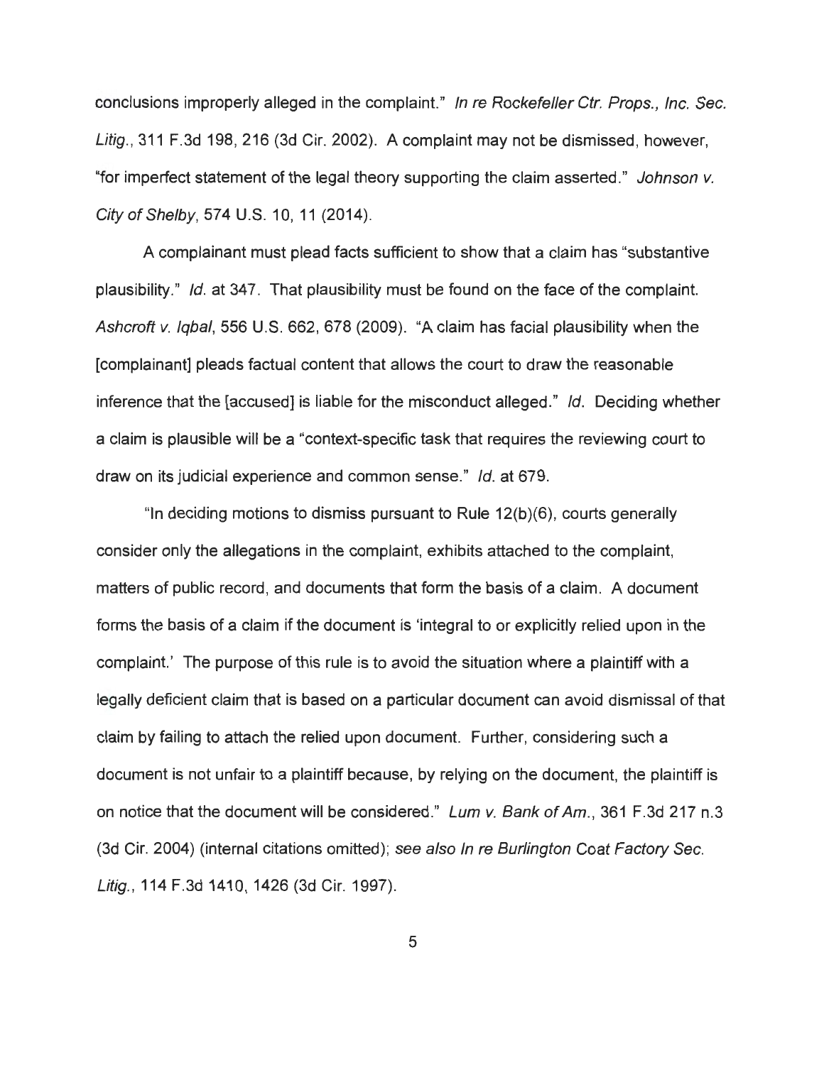conclusions improperly alleged in the complaint." *In re Rockefeller Ctr. Props., Inc. Sec. Litig.*, 311 F.3d 198, 216 (3d Cir. 2002). A complaint may not be dismissed, however, "for imperfect statement of the legal theory supporting the claim asserted." *Johnson v. City of Shelby*, 574 U.S. 10, 11 (2014).

A complainant must plead facts sufficient to show that a claim has "substantive plausibility." *Id.* at 347. That plausibility must be found on the face of the complaint. *Ashcroft v. Iqbal*, 556 U.S. 662, 678 (2009). "A claim has facial plausibility when the [complainant] pleads factual content that allows the court to draw the reasonable inference that the [accused] is liable for the misconduct alleged." *Id.* Deciding whether a claim is plausible will be a "context-specific task that requires the reviewing court to draw on its judicial experience and common sense." *Id.* at 679.

"In deciding motions to dismiss pursuant to Rule 12(b)(6), courts generally consider only the allegations in the complaint, exhibits attached to the complaint, matters of public record, and documents that form the basis of a claim. A document forms the basis of a claim if the document is 'integral to or explicitly relied upon in the complaint.' The purpose of this rule is to avoid the situation where a plaintiff with a legally deficient claim that is based on a particular document can avoid dismissal of that claim by failing to attach the relied upon document. Further, considering such a document is not unfair to a plaintiff because, by relying on the document, the plaintiff is on notice that the document will be considered." *Lum v. Bank of Am.*, 361 F.3d 217 n.3 (3d Cir. 2004) (internal citations omitted); *see also In re Burlington Coat Factory Sec. Litig.*, 114 F.3d 1410, 1426 (3d Cir. 1997).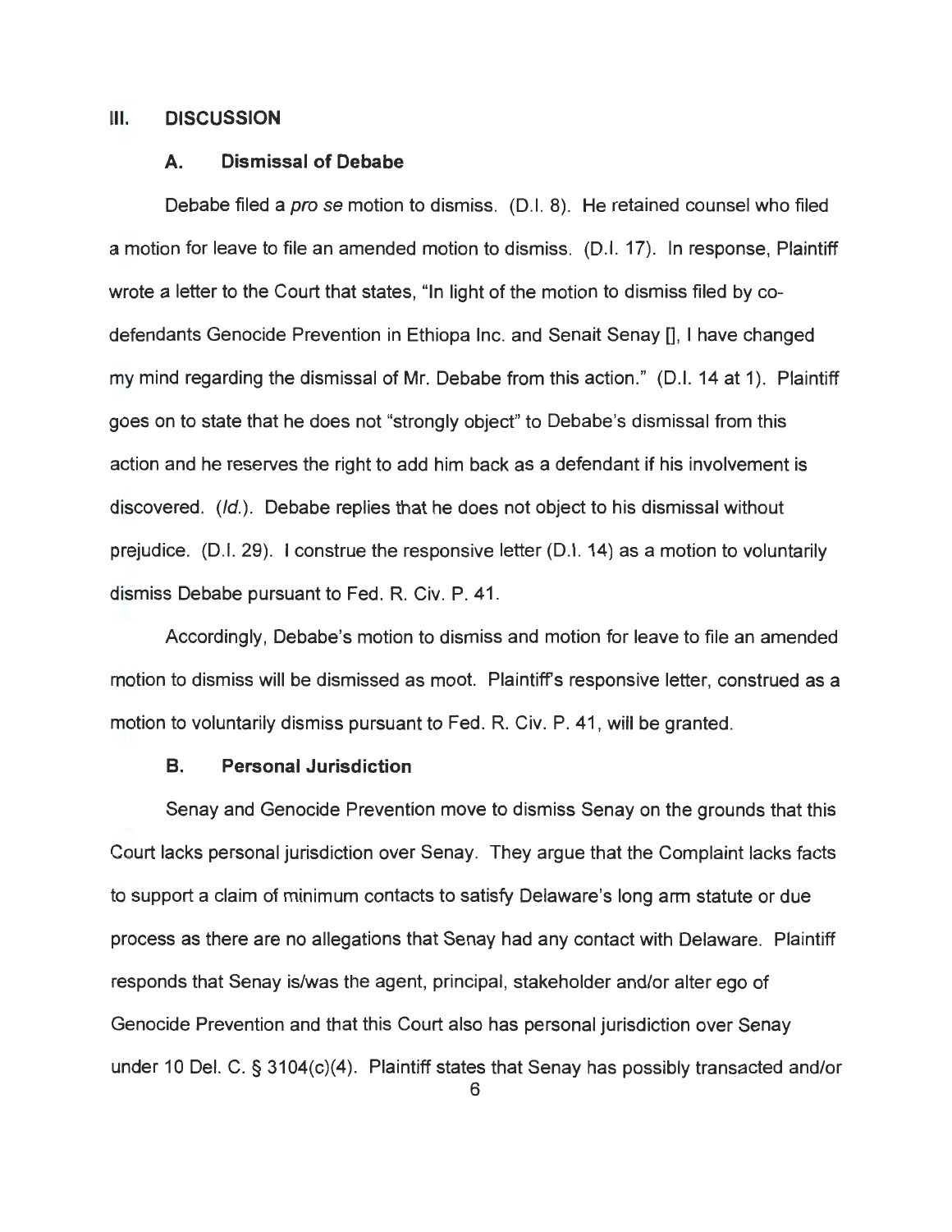## III. DISCUSSION

### A. Dismissal of Debabe

Debabe filed a *pro se* motion to dismiss. (D.I. 8). He retained counsel who filed a motion for leave to file an amended motion to dismiss. (D.I. 17). In response, Plaintiff wrote a letter to the Court that states, "In light of the motion to dismiss filed by co-defendants Genocide Prevention in Ethiopa Inc. and Senait Senay [], I have changed my mind regarding the dismissal of Mr. Debabe from this action." (D.I. 14 at 1). Plaintiff goes on to state that he does not "strongly object" to Debabe's dismissal from this action and he reserves the right to add him back as a defendant if his involvement is discovered. (*Id.*). Debabe replies that he does not object to his dismissal without prejudice. (D.I. 29). I construe the responsive letter (D.I. 14) as a motion to voluntarily dismiss Debabe pursuant to Fed. R. Civ. P. 41.

Accordingly, Debabe's motion to dismiss and motion for leave to file an amended motion to dismiss will be dismissed as moot. Plaintiff's responsive letter, construed as a motion to voluntarily dismiss pursuant to Fed. R. Civ. P. 41, will be granted.

### B. Personal Jurisdiction

Senay and Genocide Prevention move to dismiss Senay on the grounds that this Court lacks personal jurisdiction over Senay. They argue that the Complaint lacks facts to support a claim of minimum contacts to satisfy Delaware's long arm statute or due process as there are no allegations that Senay had any contact with Delaware. Plaintiff responds that Senay is/was the agent, principal, stakeholder and/or alter ego of Genocide Prevention and that this Court also has personal jurisdiction over Senay under 10 Del. C. § 3104(c)(4). Plaintiff states that Senay has possibly transacted and/or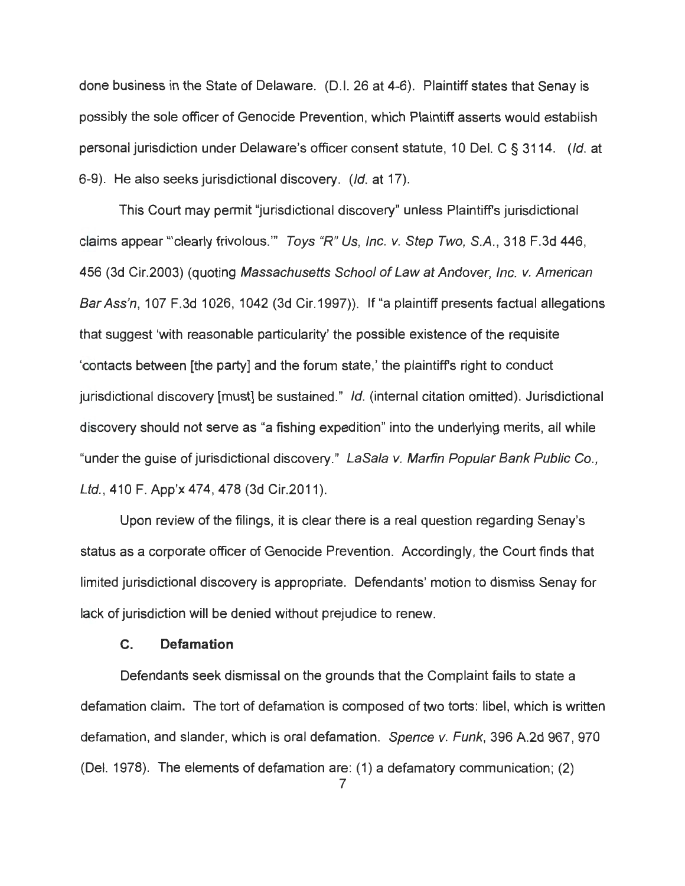done business in the State of Delaware. (D.I. 26 at 4-6). Plaintiff states that Senay is possibly the sole officer of Genocide Prevention, which Plaintiff asserts would establish personal jurisdiction under Delaware's officer consent statute, 10 Del. C § 3114. (*Id.* at 6-9). He also seeks jurisdictional discovery. (*Id.* at 17).

This Court may permit "jurisdictional discovery" unless Plaintiff's jurisdictional claims appear "'clearly frivolous.'" *Toys "R" Us, Inc. v. Step Two, S.A.*, 318 F.3d 446, 456 (3d Cir.2003) (quoting *Massachusetts School of Law at Andover, Inc. v. American Bar Ass'n*, 107 F.3d 1026, 1042 (3d Cir.1997)). If "a plaintiff presents factual allegations that suggest 'with reasonable particularity' the possible existence of the requisite 'contacts between [the party] and the forum state,' the plaintiff's right to conduct jurisdictional discovery [must] be sustained." *Id.* (internal citation omitted). Jurisdictional discovery should not serve as "a fishing expedition" into the underlying merits, all while "under the guise of jurisdictional discovery." *LaSala v. Marfin Popular Bank Public Co., Ltd.*, 410 F. App'x 474, 478 (3d Cir.2011).

Upon review of the filings, it is clear there is a real question regarding Senay's status as a corporate officer of Genocide Prevention. Accordingly, the Court finds that limited jurisdictional discovery is appropriate. Defendants' motion to dismiss Senay for lack of jurisdiction will be denied without prejudice to renew.

### C. Defamation

Defendants seek dismissal on the grounds that the Complaint fails to state a defamation claim. The tort of defamation is composed of two torts: libel, which is written defamation, and slander, which is oral defamation. *Spence v. Funk*, 396 A.2d 967, 970 (Del. 1978). The elements of defamation are: (1) a defamatory communication; (2)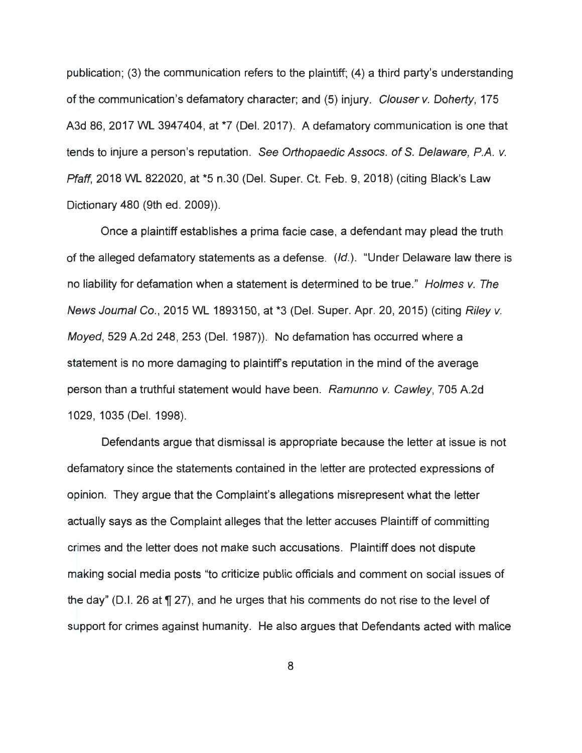publication; (3) the communication refers to the plaintiff; (4) a third party's understanding of the communication's defamatory character; and (5) injury. *Clouser v. Doherty*, 175 A3d 86, 2017 WL 3947404, at *7 (Del. 2017). A defamatory communication is one that tends to injure a person's reputation. *See Orthopaedic Assocs. of S. Delaware, P.A. v. Pfaff*, 2018 WL 822020, at *5 n.30 (Del. Super. Ct. Feb. 9, 2018) (citing Black's Law Dictionary 480 (9th ed. 2009)).

Once a plaintiff establishes a prima facie case, a defendant may plead the truth of the alleged defamatory statements as a defense. (*Id.*). "Under Delaware law there is no liability for defamation when a statement is determined to be true." *Holmes v. The News Journal Co.*, 2015 WL 1893150, at *3 (Del. Super. Apr. 20, 2015) (citing *Riley v. Moyed*, 529 A.2d 248, 253 (Del. 1987)). No defamation has occurred where a statement is no more damaging to plaintiff's reputation in the mind of the average person than a truthful statement would have been. *Ramunno v. Cawley*, 705 A.2d 1029, 1035 (Del. 1998).

Defendants argue that dismissal is appropriate because the letter at issue is not defamatory since the statements contained in the letter are protected expressions of opinion. They argue that the Complaint's allegations misrepresent what the letter actually says as the Complaint alleges that the letter accuses Plaintiff of committing crimes and the letter does not make such accusations. Plaintiff does not dispute making social media posts "to criticize public officials and comment on social issues of the day" (D.I. 26 at ¶ 27), and he urges that his comments do not rise to the level of support for crimes against humanity. He also argues that Defendants acted with malice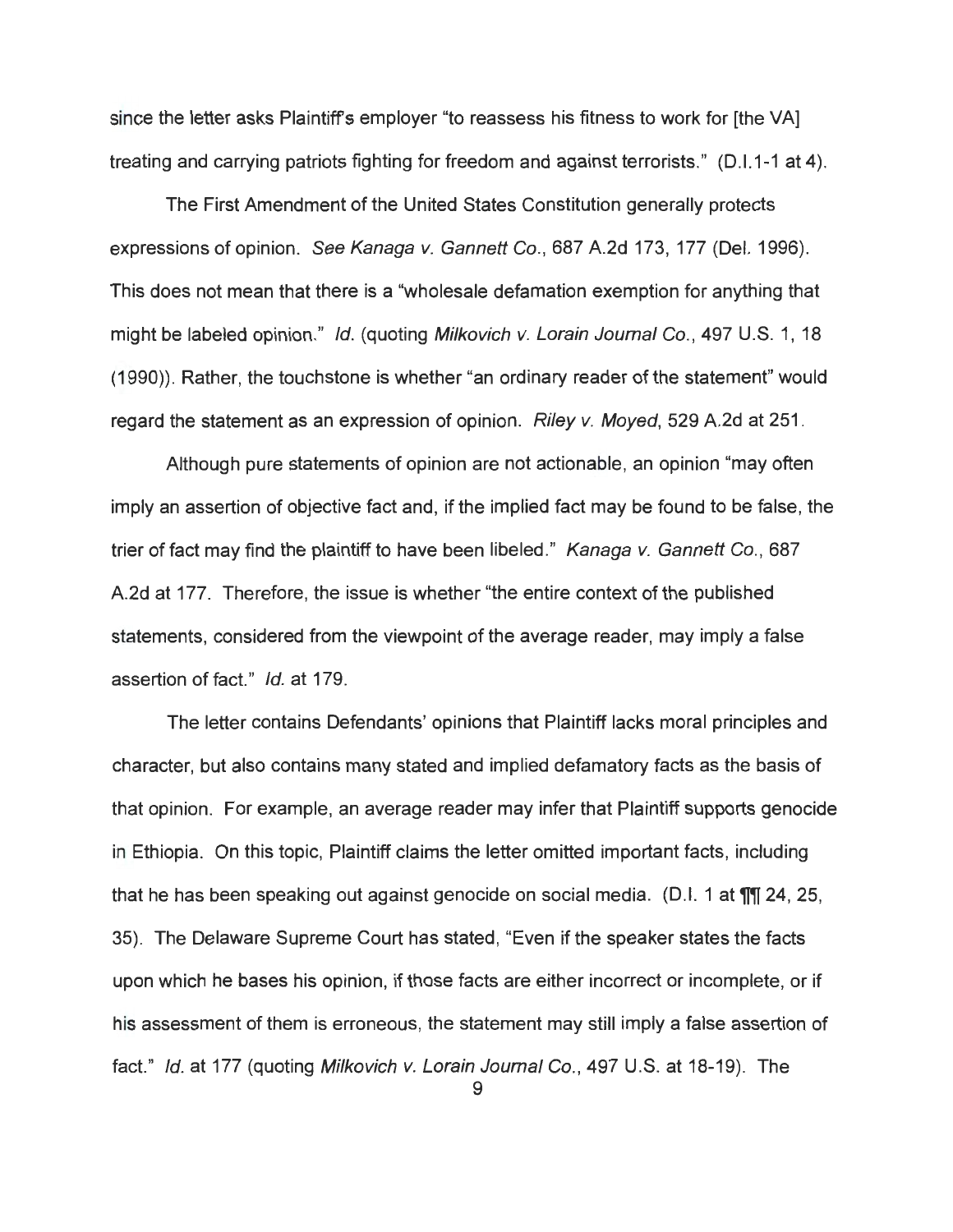since the letter asks Plaintiff's employer "to reassess his fitness to work for [the VA] treating and carrying patriots fighting for freedom and against terrorists." (D.I.1-1 at 4).

The First Amendment of the United States Constitution generally protects expressions of opinion. *See Kanaga v. Gannett Co.*, 687 A.2d 173, 177 (Del. 1996). This does not mean that there is a "wholesale defamation exemption for anything that might be labeled opinion." *Id.* (quoting *Milkovich v. Lorain Journal Co.*, 497 U.S. 1, 18 (1990)). Rather, the touchstone is whether "an ordinary reader of the statement" would regard the statement as an expression of opinion. *Riley v. Moyed*, 529 A.2d at 251.

Although pure statements of opinion are not actionable, an opinion "may often imply an assertion of objective fact and, if the implied fact may be found to be false, the trier of fact may find the plaintiff to have been libeled." *Kanaga v. Gannett Co.*, 687 A.2d at 177. Therefore, the issue is whether "the entire context of the published statements, considered from the viewpoint of the average reader, may imply a false assertion of fact." *Id.* at 179.

The letter contains Defendants' opinions that Plaintiff lacks moral principles and character, but also contains many stated and implied defamatory facts as the basis of that opinion. For example, an average reader may infer that Plaintiff supports genocide in Ethiopia. On this topic, Plaintiff claims the letter omitted important facts, including that he has been speaking out against genocide on social media. (D.I. 1 at ¶¶ 24, 25, 35). The Delaware Supreme Court has stated, "Even if the speaker states the facts upon which he bases his opinion, if those facts are either incorrect or incomplete, or if his assessment of them is erroneous, the statement may still imply a false assertion of fact." *Id.* at 177 (quoting *Milkovich v. Lorain Journal Co.*, 497 U.S. at 18-19). The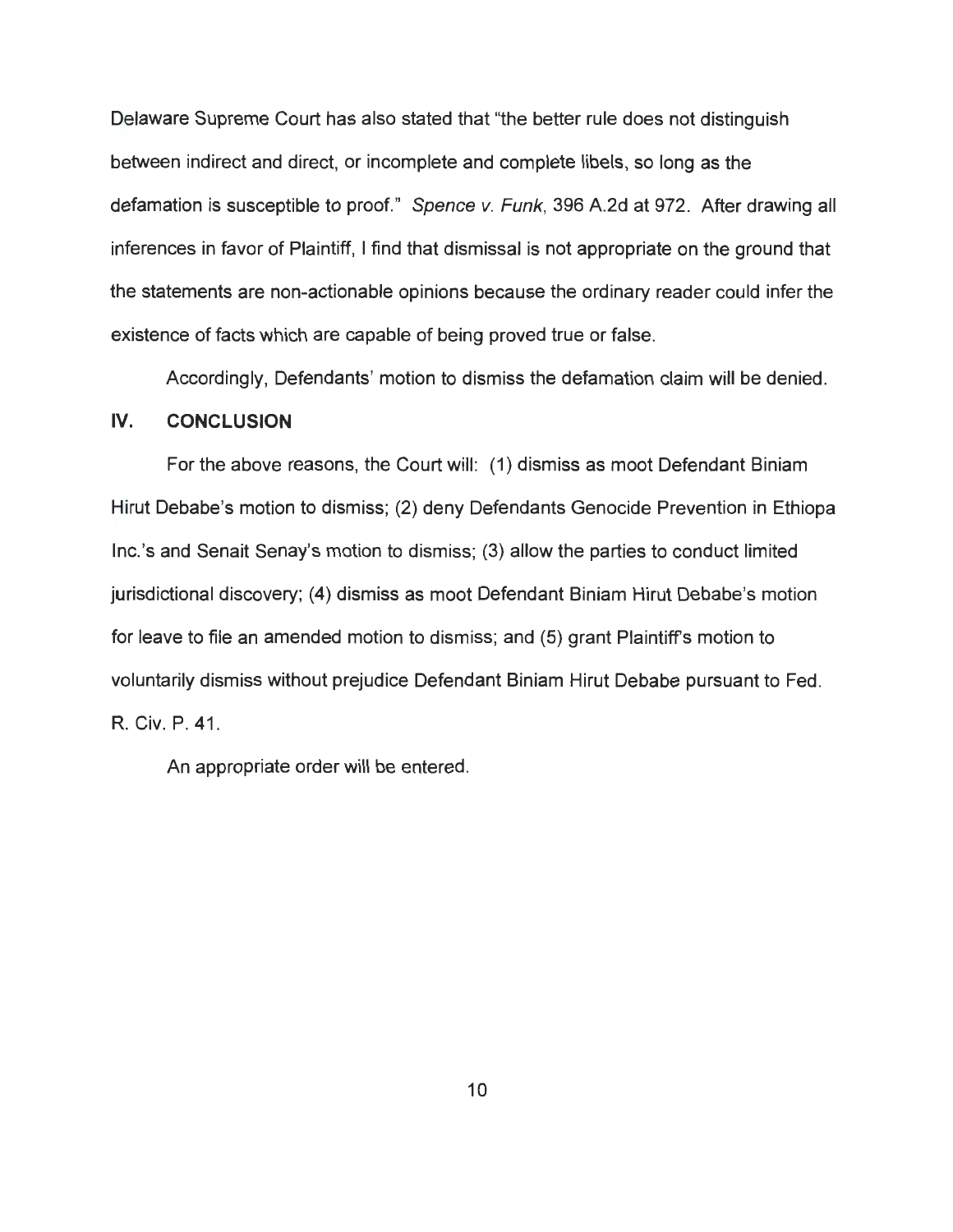Delaware Supreme Court has also stated that "the better rule does not distinguish between indirect and direct, or incomplete and complete libels, so long as the defamation is susceptible to proof." *Spence v. Funk*, 396 A.2d at 972. After drawing all inferences in favor of Plaintiff, I find that dismissal is not appropriate on the ground that the statements are non-actionable opinions because the ordinary reader could infer the existence of facts which are capable of being proved true or false.

Accordingly, Defendants' motion to dismiss the defamation claim will be denied.

## IV. CONCLUSION

For the above reasons, the Court will: (1) dismiss as moot Defendant Biniam Hirut Debabe's motion to dismiss; (2) deny Defendants Genocide Prevention in Ethiopa Inc.'s and Senait Senay's motion to dismiss; (3) allow the parties to conduct limited jurisdictional discovery; (4) dismiss as moot Defendant Biniam Hirut Debabe's motion for leave to file an amended motion to dismiss; and (5) grant Plaintiff's motion to voluntarily dismiss without prejudice Defendant Biniam Hirut Debabe pursuant to Fed. R. Civ. P. 41.

An appropriate order will be entered.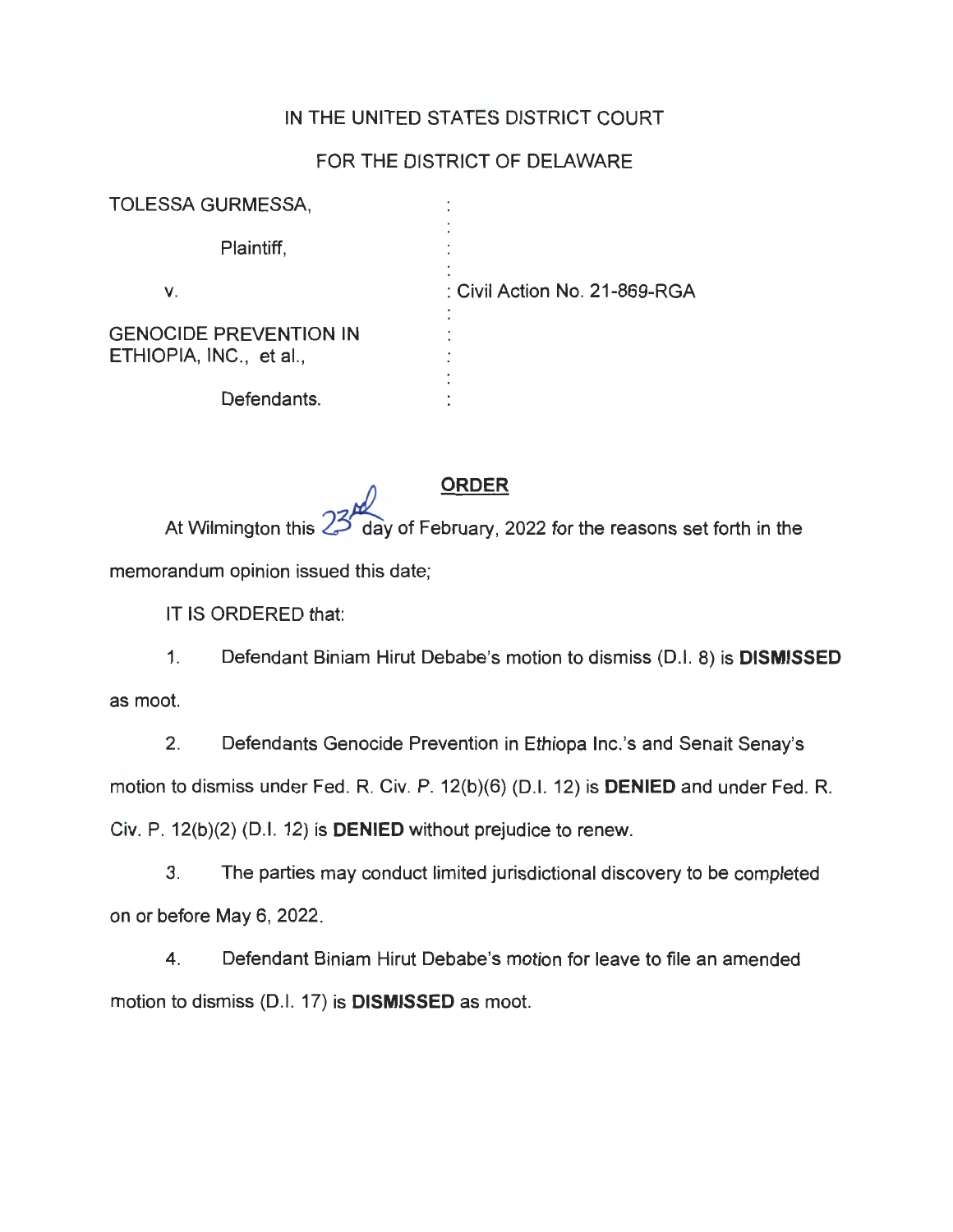IN THE UNITED STATES DISTRICT COURT

FOR THE DISTRICT OF DELAWARE

| | | |
|---|---|---|
| TOLESSA GURMESSA, | : | |
| Plaintiff, | : | |
| v. | : | Civil Action No. 21-869-RGA |
| GENOCIDE PREVENTION IN ETHIOPIA, INC., et al., | : | |
| Defendants. | : | |

**ORDER**

At Wilmington this 23rd day of February, 2022 for the reasons set forth in the memorandum opinion issued this date;

IT IS ORDERED that:

1. Defendant Biniam Hirut Debabe's motion to dismiss (D.I. 8) is **DISMISSED** as moot.

2. Defendants Genocide Prevention in Ethiopa Inc.'s and Senait Senay's motion to dismiss under Fed. R. Civ. P. 12(b)(6) (D.I. 12) is **DENIED** and under Fed. R. Civ. P. 12(b)(2) (D.I. 12) is **DENIED** without prejudice to renew.

3. The parties may conduct limited jurisdictional discovery to be completed on or before May 6, 2022.

4. Defendant Biniam Hirut Debabe's motion for leave to file an amended motion to dismiss (D.I. 17) is **DISMISSED** as moot.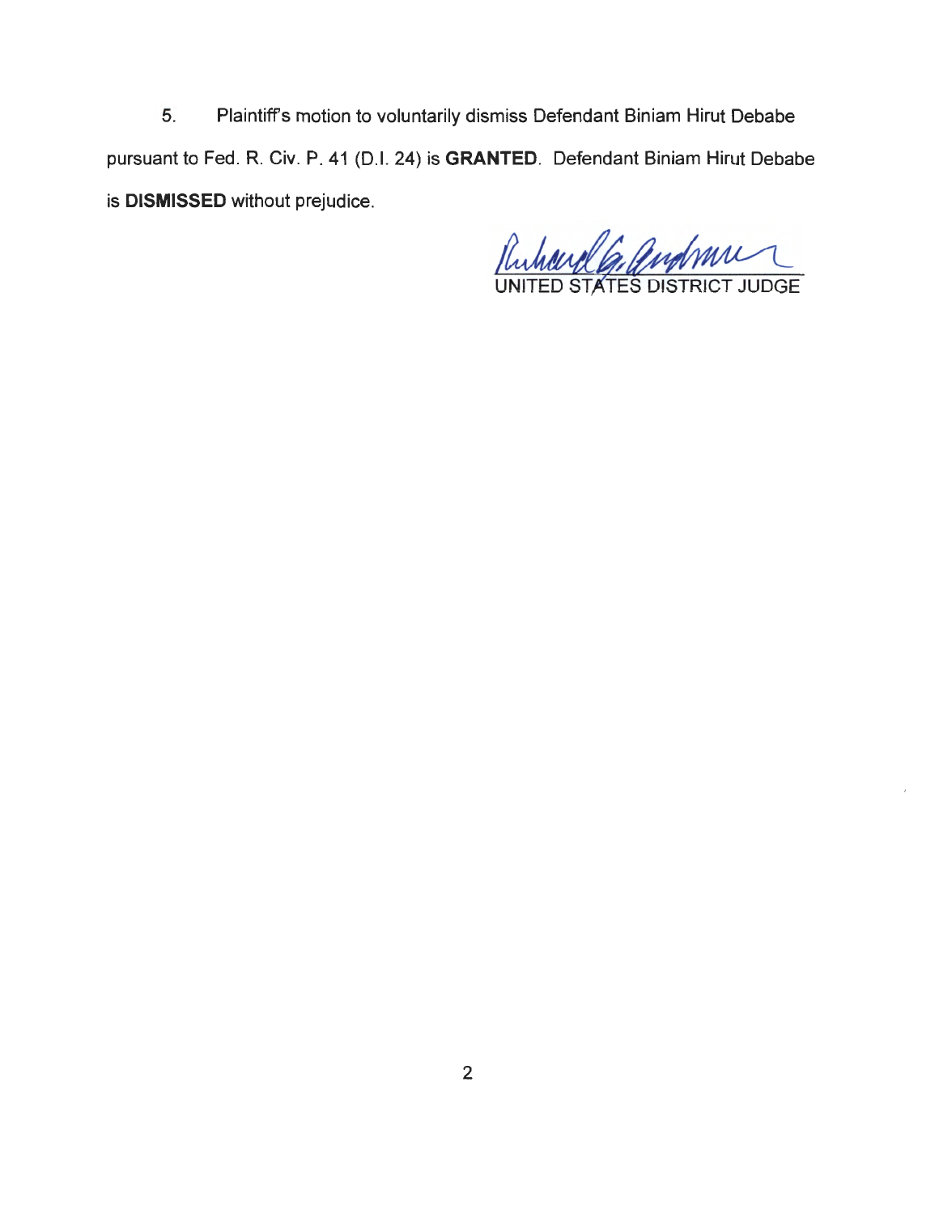5. Plaintiff's motion to voluntarily dismiss Defendant Biniam Hirut Debabe pursuant to Fed. R. Civ. P. 41 (D.I. 24) is **GRANTED**. Defendant Biniam Hirut Debabe is **DISMISSED** without prejudice.

UNITED STATES DISTRICT JUDGE